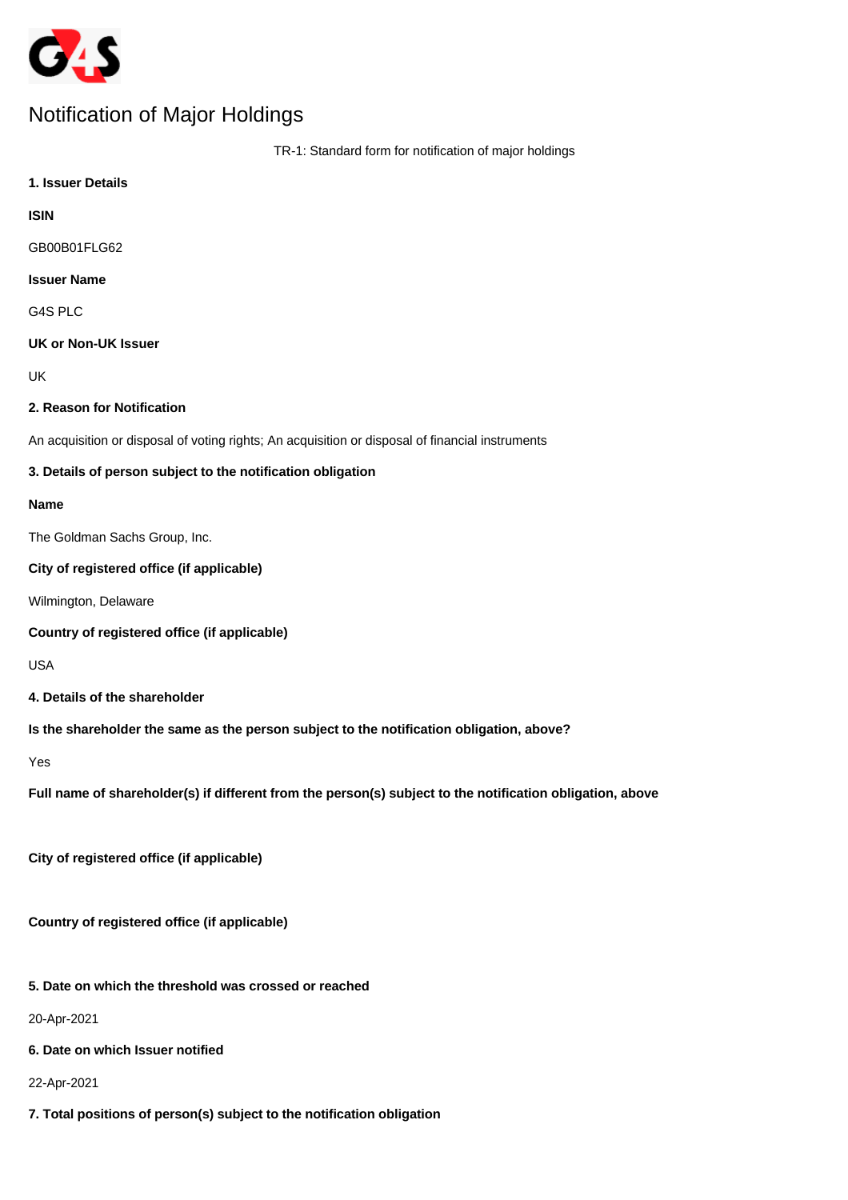# Notification of Major Holdings

TR-1: Standard form for notification of major holdings

**1. Issuer Details**

**ISIN**

GB00B01FLG62

**Issuer Name**

G4S PLC

**UK or Non-UK Issuer**

UK

**2. Reason for Notification**

An acquisition or disposal of voting rights; An acquisition or disposal of financial instruments

**3. Details of person subject to the notification obligation**

**Name**

The Goldman Sachs Group, Inc.

**City of registered office (if applicable)**

Wilmington, Delaware

**Country of registered office (if applicable)**

USA

**4. Details of the shareholder**

**Is the shareholder the same as the person subject to the notification obligation, above?**

Yes

**Full name of shareholder(s) if different from the person(s) subject to the notification obligation, above**

**City of registered office (if applicable)**

**Country of registered office (if applicable)**

**5. Date on which the threshold was crossed or reached**

20-Apr-2021

**6. Date on which Issuer notified**

22-Apr-2021

**7. Total positions of person(s) subject to the notification obligation**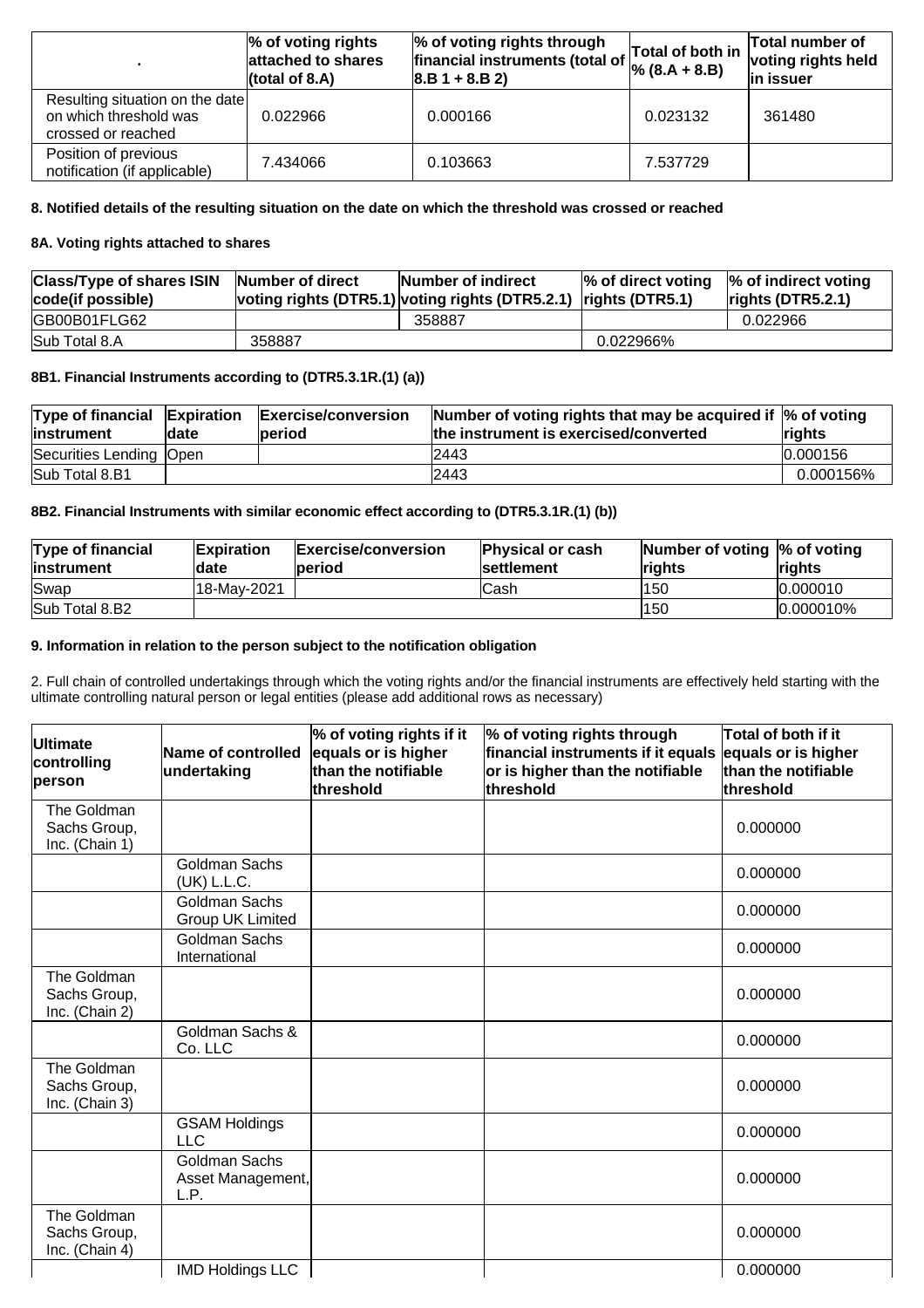| . | % of voting rights attached to shares (total of 8.A) | % of voting rights through financial instruments (total of 8.B 1 + 8.B 2) | Total of both in % (8.A + 8.B) | Total number of voting rights held in issuer |
|---|---|---|---|---|
| Resulting situation on the date on which threshold was crossed or reached | 0.022966 | 0.000166 | 0.023132 | 361480 |
| Position of previous notification (if applicable) | 7.434066 | 0.103663 | 7.537729 | |

**8. Notified details of the resulting situation on the date on which the threshold was crossed or reached**

**8A. Voting rights attached to shares**

| Class/Type of shares ISIN code(if possible) | Number of direct voting rights (DTR5.1) | Number of indirect voting rights (DTR5.2.1) | % of direct voting rights (DTR5.1) | % of indirect voting rights (DTR5.2.1) |
|---|---|---|---|---|
| GB00B01FLG62 | | 358887 | | 0.022966 |
| Sub Total 8.A | 358887 | | 0.022966% | |

**8B1. Financial Instruments according to (DTR5.3.1R.(1) (a))**

| Type of financial instrument | Expiration date | Exercise/conversion period | Number of voting rights that may be acquired if the instrument is exercised/converted | % of voting rights |
|---|---|---|---|---|
| Securities Lending | Open | | 2443 | 0.000156 |
| Sub Total 8.B1 | | | 2443 | 0.000156% |

**8B2. Financial Instruments with similar economic effect according to (DTR5.3.1R.(1) (b))**

| Type of financial instrument | Expiration date | Exercise/conversion period | Physical or cash settlement | Number of voting rights | % of voting rights |
|---|---|---|---|---|---|
| Swap | 18-May-2021 | | Cash | 150 | 0.000010 |
| Sub Total 8.B2 | | | | 150 | 0.000010% |

**9. Information in relation to the person subject to the notification obligation**

2. Full chain of controlled undertakings through which the voting rights and/or the financial instruments are effectively held starting with the ultimate controlling natural person or legal entities (please add additional rows as necessary)

| Ultimate controlling person | Name of controlled undertaking | % of voting rights if it equals or is higher than the notifiable threshold | % of voting rights through financial instruments if it equals or is higher than the notifiable threshold | Total of both if it equals or is higher than the notifiable threshold |
|---|---|---|---|---|
| The Goldman Sachs Group, Inc. (Chain 1) | | | | 0.000000 |
| | Goldman Sachs (UK) L.L.C. | | | 0.000000 |
| | Goldman Sachs Group UK Limited | | | 0.000000 |
| | Goldman Sachs International | | | 0.000000 |
| The Goldman Sachs Group, Inc. (Chain 2) | | | | 0.000000 |
| | Goldman Sachs & Co. LLC | | | 0.000000 |
| The Goldman Sachs Group, Inc. (Chain 3) | | | | 0.000000 |
| | GSAM Holdings LLC | | | 0.000000 |
| | Goldman Sachs Asset Management, L.P. | | | 0.000000 |
| The Goldman Sachs Group, Inc. (Chain 4) | | | | 0.000000 |
| | IMD Holdings LLC | | | 0.000000 |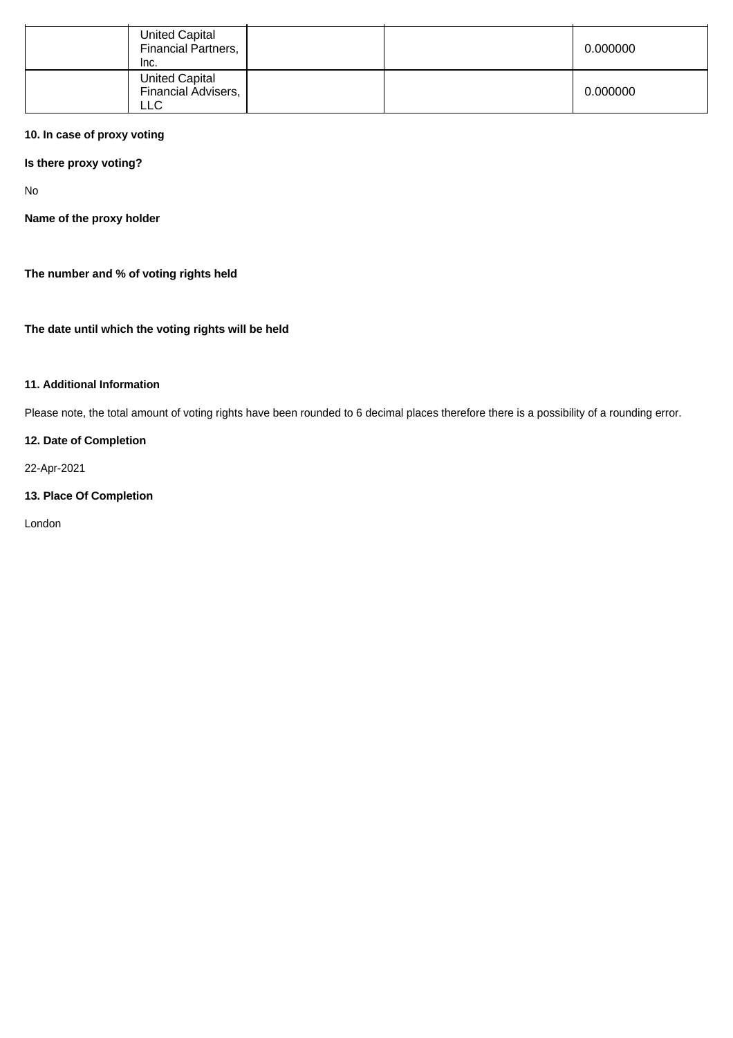| | | | | |
|---|---|---|---|---|
| | United Capital Financial Partners, Inc. | | | 0.000000 |
| | United Capital Financial Advisers, LLC | | | 0.000000 |

**10. In case of proxy voting**

**Is there proxy voting?**

No

**Name of the proxy holder**

**The number and % of voting rights held**

**The date until which the voting rights will be held**

**11. Additional Information**

Please note, the total amount of voting rights have been rounded to 6 decimal places therefore there is a possibility of a rounding error.

**12. Date of Completion**

22-Apr-2021

**13. Place Of Completion**

London